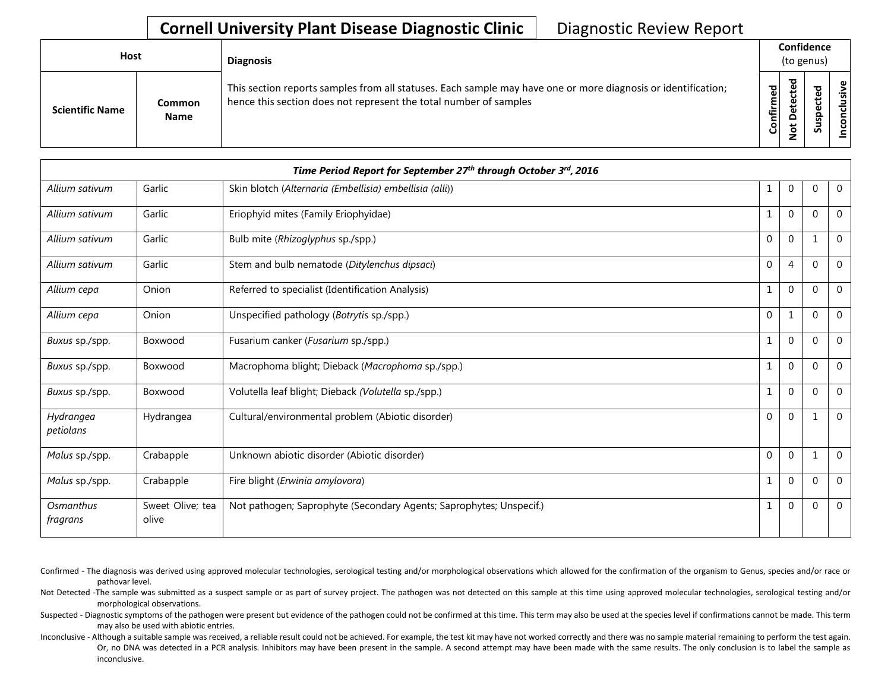# Cornell University Plant Disease Diagnostic Clinic

Diagnostic Review Report

| Host | | Diagnosis | Confidence (to genus) | | | |
|---|---|---|---|---|---|---|
| **Scientific Name** | **Common Name** | This section reports samples from all statuses. Each sample may have one or more diagnosis or identification; hence this section does not represent the total number of samples | **Confirmed** | **Not Detected** | **Suspected** | **Inconclusive** |
| ***Time Period Report for September 27th through October 3rd, 2016*** | | | | | | |
| *Allium sativum* | Garlic | Skin blotch (*Alternaria (Embellisia) embellisia (alli*)) | 1 | 0 | 0 | 0 |
| *Allium sativum* | Garlic | Eriophyid mites (Family Eriophyidae) | 1 | 0 | 0 | 0 |
| *Allium sativum* | Garlic | Bulb mite (*Rhizoglyphus* sp./spp.) | 0 | 0 | 1 | 0 |
| *Allium sativum* | Garlic | Stem and bulb nematode (*Ditylenchus dipsaci*) | 0 | 4 | 0 | 0 |
| *Allium cepa* | Onion | Referred to specialist (Identification Analysis) | 1 | 0 | 0 | 0 |
| *Allium cepa* | Onion | Unspecified pathology (*Botrytis* sp./spp.) | 0 | 1 | 0 | 0 |
| *Buxus* sp./spp. | Boxwood | Fusarium canker (*Fusarium* sp./spp.) | 1 | 0 | 0 | 0 |
| *Buxus* sp./spp. | Boxwood | Macrophoma blight; Dieback (*Macrophoma* sp./spp.) | 1 | 0 | 0 | 0 |
| *Buxus* sp./spp. | Boxwood | Volutella leaf blight; Dieback (*Volutella* sp./spp.) | 1 | 0 | 0 | 0 |
| *Hydrangea petiolans* | Hydrangea | Cultural/environmental problem (Abiotic disorder) | 0 | 0 | 1 | 0 |
| *Malus* sp./spp. | Crabapple | Unknown abiotic disorder (Abiotic disorder) | 0 | 0 | 1 | 0 |
| *Malus* sp./spp. | Crabapple | Fire blight (*Erwinia amylovora*) | 1 | 0 | 0 | 0 |
| *Osmanthus fragrans* | Sweet Olive; tea olive | Not pathogen; Saprophyte (Secondary Agents; Saprophytes; Unspecif.) | 1 | 0 | 0 | 0 |

Confirmed - The diagnosis was derived using approved molecular technologies, serological testing and/or morphological observations which allowed for the confirmation of the organism to Genus, species and/or race or pathovar level.

Not Detected -The sample was submitted as a suspect sample or as part of survey project. The pathogen was not detected on this sample at this time using approved molecular technologies, serological testing and/or morphological observations.

Suspected - Diagnostic symptoms of the pathogen were present but evidence of the pathogen could not be confirmed at this time. This term may also be used at the species level if confirmations cannot be made. This term may also be used with abiotic entries.

Inconclusive - Although a suitable sample was received, a reliable result could not be achieved. For example, the test kit may have not worked correctly and there was no sample material remaining to perform the test again. Or, no DNA was detected in a PCR analysis. Inhibitors may have been present in the sample. A second attempt may have been made with the same results. The only conclusion is to label the sample as inconclusive.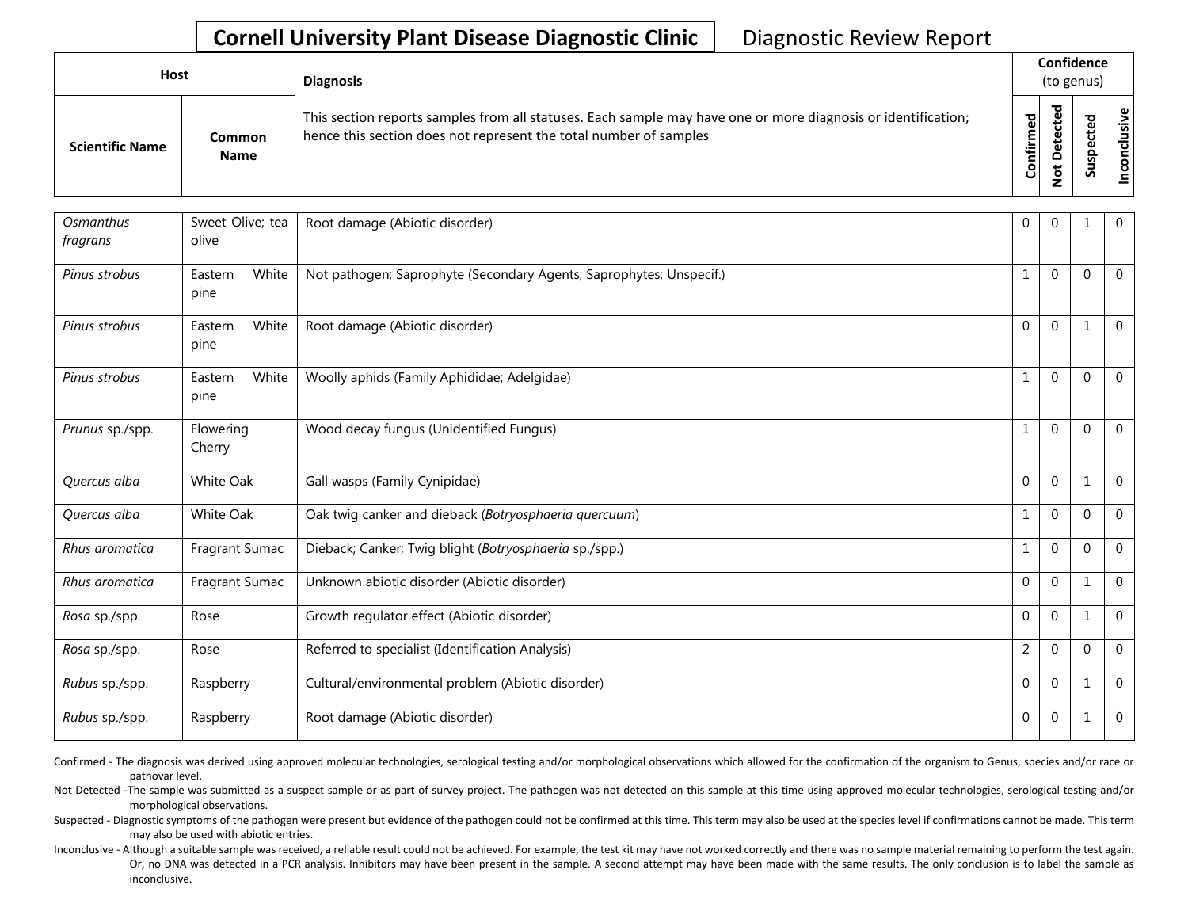# Cornell University Plant Disease Diagnostic Clinic

Diagnostic Review Report

| Host | | Diagnosis | Confidence (to genus) | | | |
|---|---|---|---|---|---|---|
| Scientific Name | Common Name | This section reports samples from all statuses. Each sample may have one or more diagnosis or identification; hence this section does not represent the total number of samples | Confirmed | Not Detected | Suspected | Inconclusive |
| *Osmanthus fragrans* | Sweet Olive; tea olive | Root damage (Abiotic disorder) | 0 | 0 | 1 | 0 |
| *Pinus strobus* | Eastern White pine | Not pathogen; Saprophyte (Secondary Agents; Saprophytes; Unspecif.) | 1 | 0 | 0 | 0 |
| *Pinus strobus* | Eastern White pine | Root damage (Abiotic disorder) | 0 | 0 | 1 | 0 |
| *Pinus strobus* | Eastern White pine | Woolly aphids (Family Aphididae; Adelgidae) | 1 | 0 | 0 | 0 |
| *Prunus* sp./spp. | Flowering Cherry | Wood decay fungus (Unidentified Fungus) | 1 | 0 | 0 | 0 |
| *Quercus alba* | White Oak | Gall wasps (Family Cynipidae) | 0 | 0 | 1 | 0 |
| *Quercus alba* | White Oak | Oak twig canker and dieback (*Botryosphaeria quercuum*) | 1 | 0 | 0 | 0 |
| *Rhus aromatica* | Fragrant Sumac | Dieback; Canker; Twig blight (*Botryosphaeria* sp./spp.) | 1 | 0 | 0 | 0 |
| *Rhus aromatica* | Fragrant Sumac | Unknown abiotic disorder (Abiotic disorder) | 0 | 0 | 1 | 0 |
| *Rosa* sp./spp. | Rose | Growth regulator effect (Abiotic disorder) | 0 | 0 | 1 | 0 |
| *Rosa* sp./spp. | Rose | Referred to specialist (Identification Analysis) | 2 | 0 | 0 | 0 |
| *Rubus* sp./spp. | Raspberry | Cultural/environmental problem (Abiotic disorder) | 0 | 0 | 1 | 0 |
| *Rubus* sp./spp. | Raspberry | Root damage (Abiotic disorder) | 0 | 0 | 1 | 0 |

Confirmed - The diagnosis was derived using approved molecular technologies, serological testing and/or morphological observations which allowed for the confirmation of the organism to Genus, species and/or race or pathovar level.

Not Detected -The sample was submitted as a suspect sample or as part of survey project. The pathogen was not detected on this sample at this time using approved molecular technologies, serological testing and/or morphological observations.

Suspected - Diagnostic symptoms of the pathogen were present but evidence of the pathogen could not be confirmed at this time. This term may also be used at the species level if confirmations cannot be made. This term may also be used with abiotic entries.

Inconclusive - Although a suitable sample was received, a reliable result could not be achieved. For example, the test kit may have not worked correctly and there was no sample material remaining to perform the test again. Or, no DNA was detected in a PCR analysis. Inhibitors may have been present in the sample. A second attempt may have been made with the same results. The only conclusion is to label the sample as inconclusive.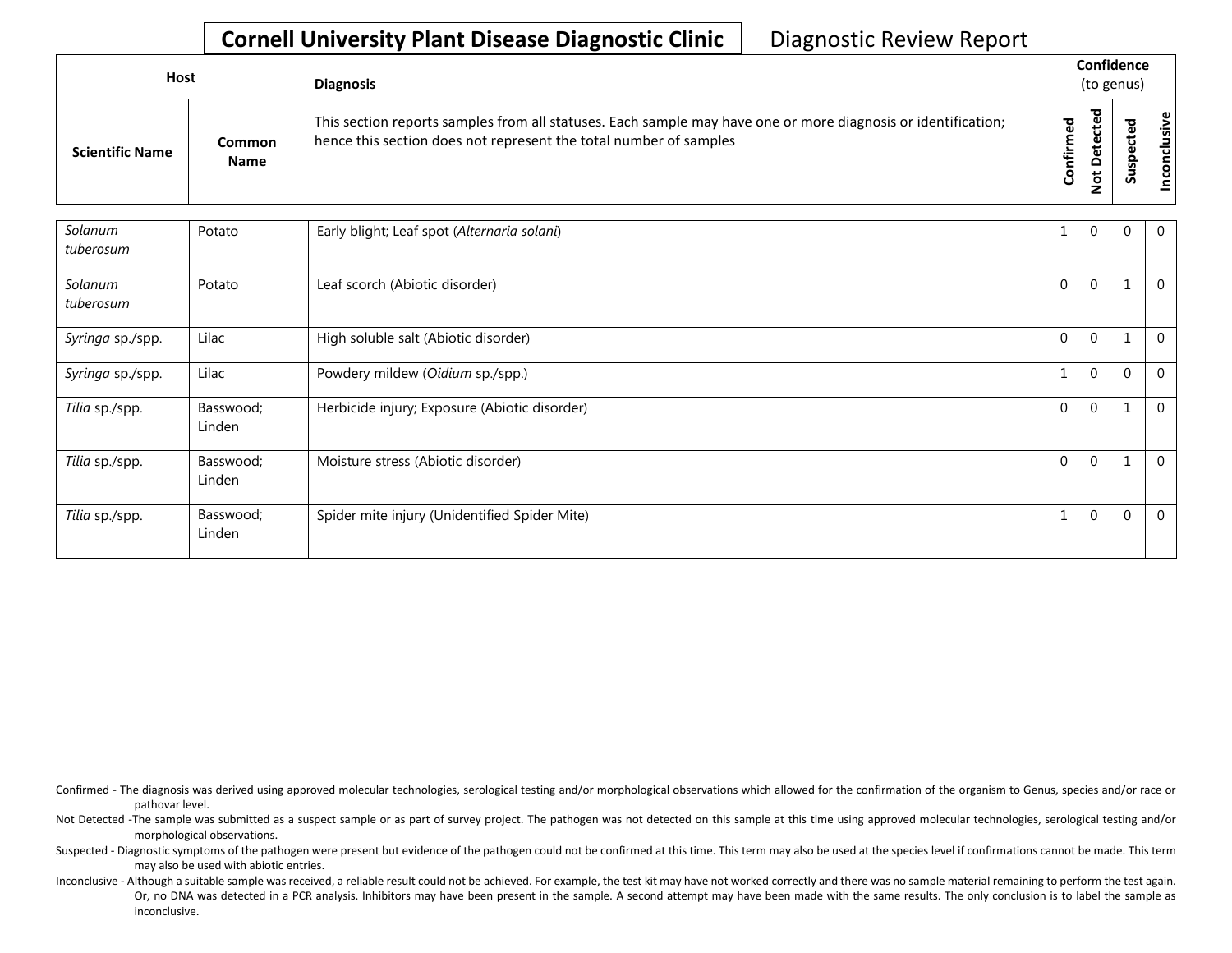**Cornell University Plant Disease Diagnostic Clinic** Diagnostic Review Report

| Host | | Diagnosis | Confidence (to genus) | | | |
|---|---|---|---|---|---|---|
| Scientific Name | Common Name | This section reports samples from all statuses. Each sample may have one or more diagnosis or identification; hence this section does not represent the total number of samples | Confirmed | Not Detected | Suspected | Inconclusive |
| *Solanum tuberosum* | Potato | Early blight; Leaf spot (*Alternaria solani*) | 1 | 0 | 0 | 0 |
| *Solanum tuberosum* | Potato | Leaf scorch (Abiotic disorder) | 0 | 0 | 1 | 0 |
| *Syringa* sp./spp. | Lilac | High soluble salt (Abiotic disorder) | 0 | 0 | 1 | 0 |
| *Syringa* sp./spp. | Lilac | Powdery mildew (*Oidium* sp./spp.) | 1 | 0 | 0 | 0 |
| *Tilia* sp./spp. | Basswood; Linden | Herbicide injury; Exposure (Abiotic disorder) | 0 | 0 | 1 | 0 |
| *Tilia* sp./spp. | Basswood; Linden | Moisture stress (Abiotic disorder) | 0 | 0 | 1 | 0 |
| *Tilia* sp./spp. | Basswood; Linden | Spider mite injury (Unidentified Spider Mite) | 1 | 0 | 0 | 0 |

Confirmed - The diagnosis was derived using approved molecular technologies, serological testing and/or morphological observations which allowed for the confirmation of the organism to Genus, species and/or race or pathovar level.

Not Detected -The sample was submitted as a suspect sample or as part of survey project. The pathogen was not detected on this sample at this time using approved molecular technologies, serological testing and/or morphological observations.

Suspected - Diagnostic symptoms of the pathogen were present but evidence of the pathogen could not be confirmed at this time. This term may also be used at the species level if confirmations cannot be made. This term may also be used with abiotic entries.

Inconclusive - Although a suitable sample was received, a reliable result could not be achieved. For example, the test kit may have not worked correctly and there was no sample material remaining to perform the test again. Or, no DNA was detected in a PCR analysis. Inhibitors may have been present in the sample. A second attempt may have been made with the same results. The only conclusion is to label the sample as inconclusive.